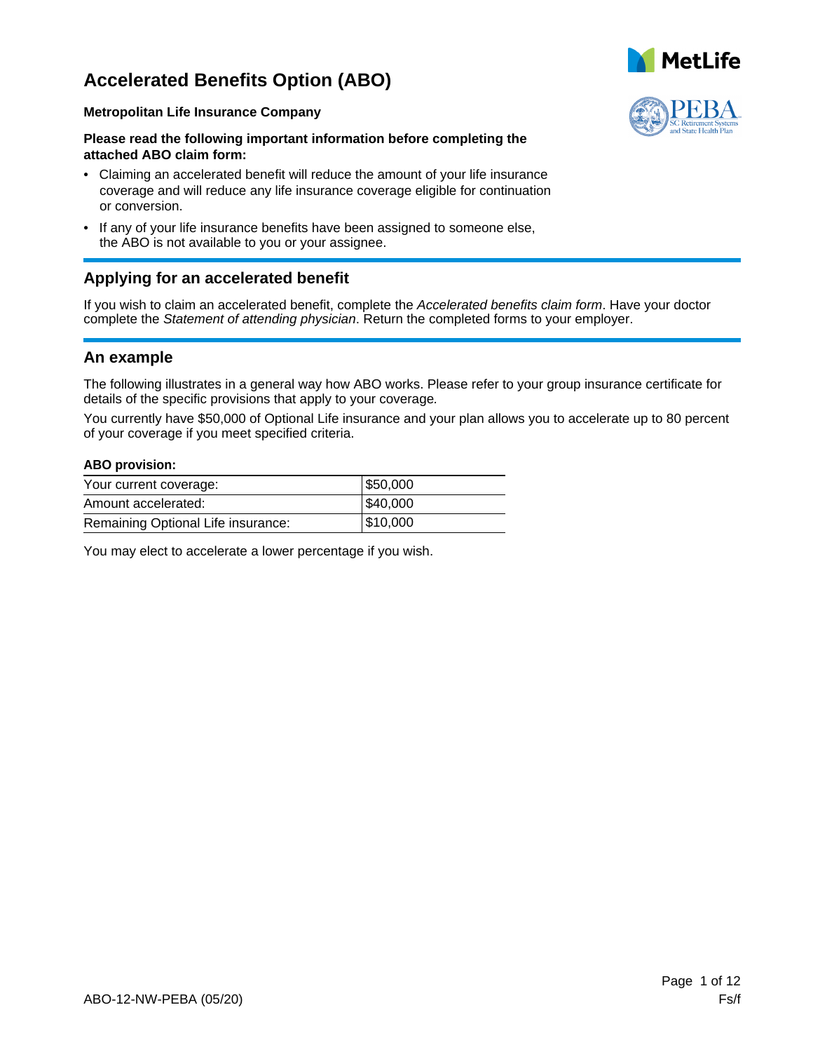# Accelerated Benefits Option (ABO)

**Metropolitan Life Insurance Company**

**Please read the following important information before completing the attached ABO claim form:**

- Claiming an accelerated benefit will reduce the amount of your life insurance coverage and will reduce any life insurance coverage eligible for continuation or conversion.
- If any of your life insurance benefits have been assigned to someone else, the ABO is not available to you or your assignee.

## Applying for an accelerated benefit

If you wish to claim an accelerated benefit, complete the *Accelerated benefits claim form*. Have your doctor complete the *Statement of attending physician*. Return the completed forms to your employer.

## An example

The following illustrates in a general way how ABO works. Please refer to your group insurance certificate for details of the specific provisions that apply to your coverage.

You currently have $50,000 of Optional Life insurance and your plan allows you to accelerate up to 80 percent of your coverage if you meet specified criteria.

**ABO provision:**

| | |
|---|---|
| Your current coverage: | $50,000 |
| Amount accelerated: | $40,000 |
| Remaining Optional Life insurance: | $10,000 |

You may elect to accelerate a lower percentage if you wish.

ABO-12-NW-PEBA (05/20)

Fs/f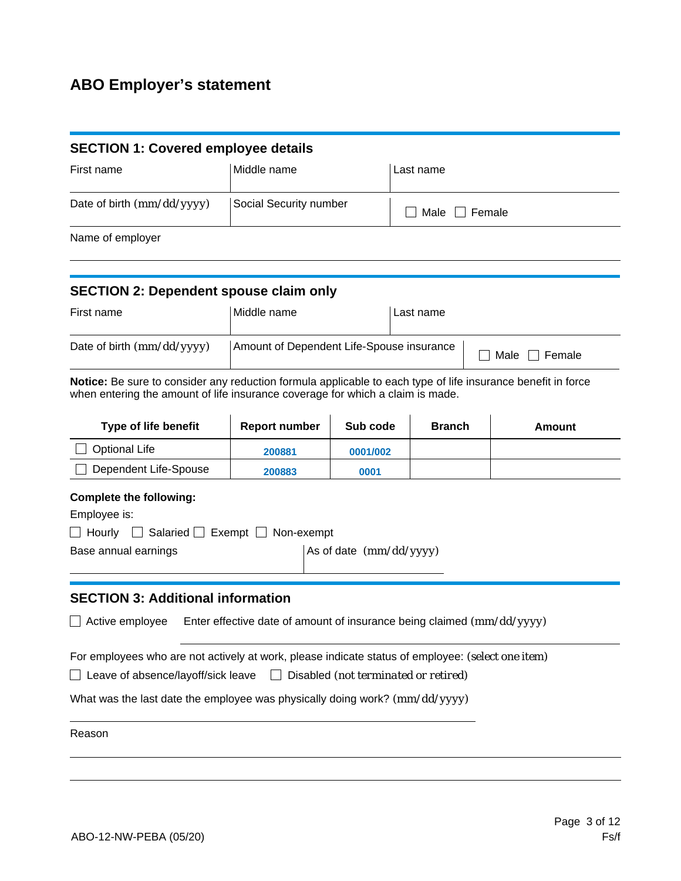# ABO Employer's statement

## SECTION 1: Covered employee details

| First name | Middle name | Last name |
|---|---|---|
| | | |

| Date of birth (mm/dd/yyyy) | Social Security number | ☐ Male ☐ Female |
|---|---|---|
| | | |

Name of employer

## SECTION 2: Dependent spouse claim only

| First name | Middle name | Last name |
|---|---|---|
| | | |

| Date of birth (mm/dd/yyyy) | Amount of Dependent Life-Spouse insurance | ☐ Male ☐ Female |
|---|---|---|
| | | |

**Notice:** Be sure to consider any reduction formula applicable to each type of life insurance benefit in force when entering the amount of life insurance coverage for which a claim is made.

| Type of life benefit | Report number | Sub code | Branch | Amount |
|---|---|---|---|---|
| ☐ Optional Life | 200881 | 0001/002 | | |
| ☐ Dependent Life-Spouse | 200883 | 0001 | | |

**Complete the following:**

Employee is:

☐ Hourly ☐ Salaried ☐ Exempt ☐ Non-exempt

| Base annual earnings | As of date (mm/dd/yyyy) |
|---|---|
| | |

## SECTION 3: Additional information

☐ Active employee Enter effective date of amount of insurance being claimed (mm/dd/yyyy)

For employees who are not actively at work, please indicate status of employee: (select one item)

☐ Leave of absence/layoff/sick leave ☐ Disabled (not terminated or retired)

What was the last date the employee was physically doing work? (mm/dd/yyyy)

Reason

ABO-12-NW-PEBA (05/20)

Fs/f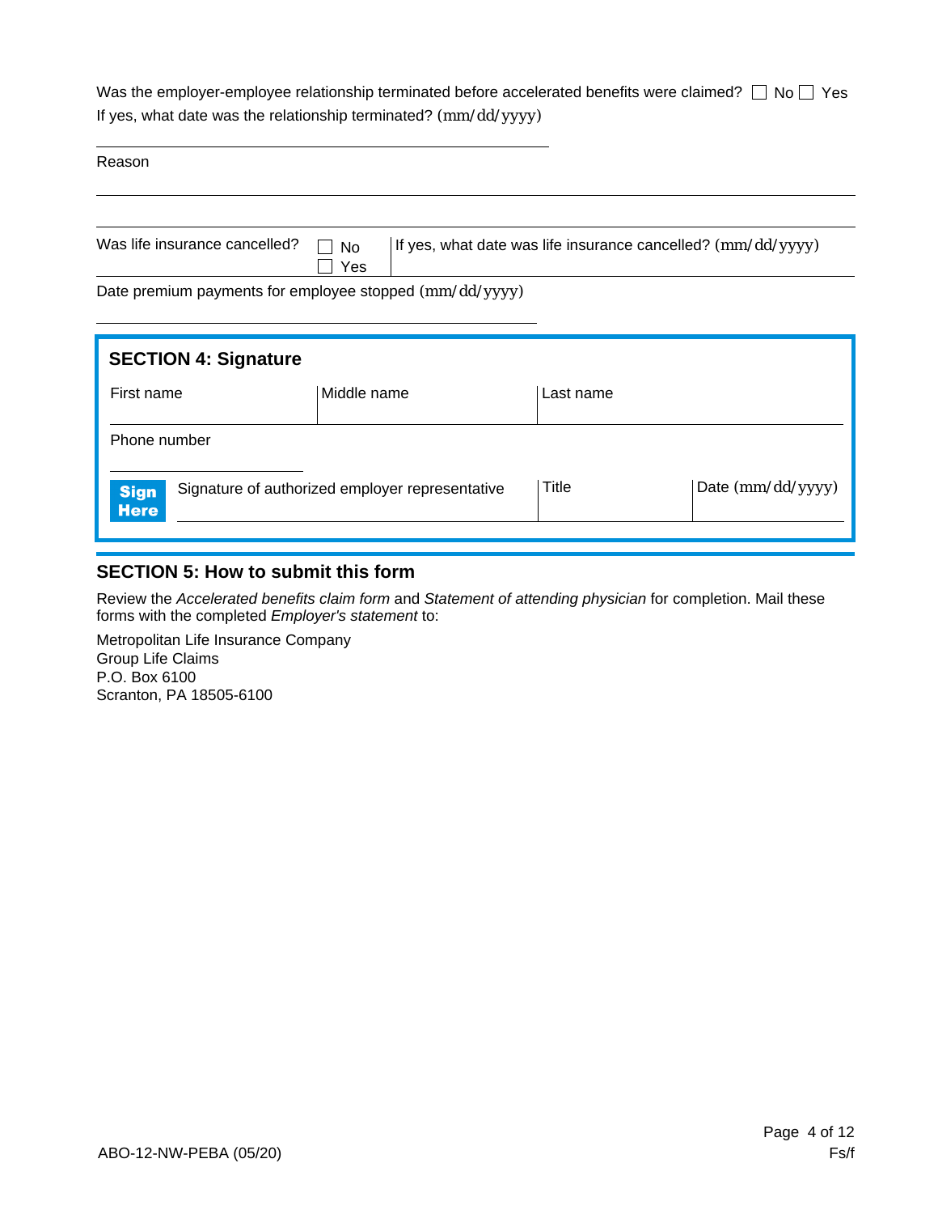Was the employer-employee relationship terminated before accelerated benefits were claimed? ☐ No ☐ Yes

If yes, what date was the relationship terminated? (mm/dd/yyyy)

\_\_\_\_\_\_\_\_\_\_\_\_\_\_\_\_\_\_\_\_\_\_\_\_\_\_\_\_\_\_\_\_\_\_\_\_\_\_\_\_

Reason

\_\_\_\_\_\_\_\_\_\_\_\_\_\_\_\_\_\_\_\_\_\_\_\_\_\_\_\_\_\_\_\_\_\_\_\_\_\_\_\_\_\_\_\_\_\_\_\_\_\_\_\_\_\_\_\_\_\_\_\_\_\_\_\_

| Was life insurance cancelled? | ☐ No ☐ Yes | If yes, what date was life insurance cancelled? (mm/dd/yyyy) |
|---|---|---|

Date premium payments for employee stopped (mm/dd/yyyy)

\_\_\_\_\_\_\_\_\_\_\_\_\_\_\_\_\_\_\_\_\_\_\_\_\_\_\_\_\_\_\_\_\_\_\_\_\_\_\_\_

## SECTION 4: Signature

| First name | Middle name | Last name |
|---|---|---|
| | | |

Phone number

\_\_\_\_\_\_\_\_\_\_\_\_\_\_\_\_\_\_\_\_

| **Sign Here** Signature of authorized employer representative | Title | Date (mm/dd/yyyy) |
|---|---|---|
| | | |

## SECTION 5: How to submit this form

Review the *Accelerated benefits claim form* and *Statement of attending physician* for completion. Mail these forms with the completed *Employer's statement* to:

Metropolitan Life Insurance Company
Group Life Claims
P.O. Box 6100
Scranton, PA 18505-6100

ABO-12-NW-PEBA (05/20)

Fs/f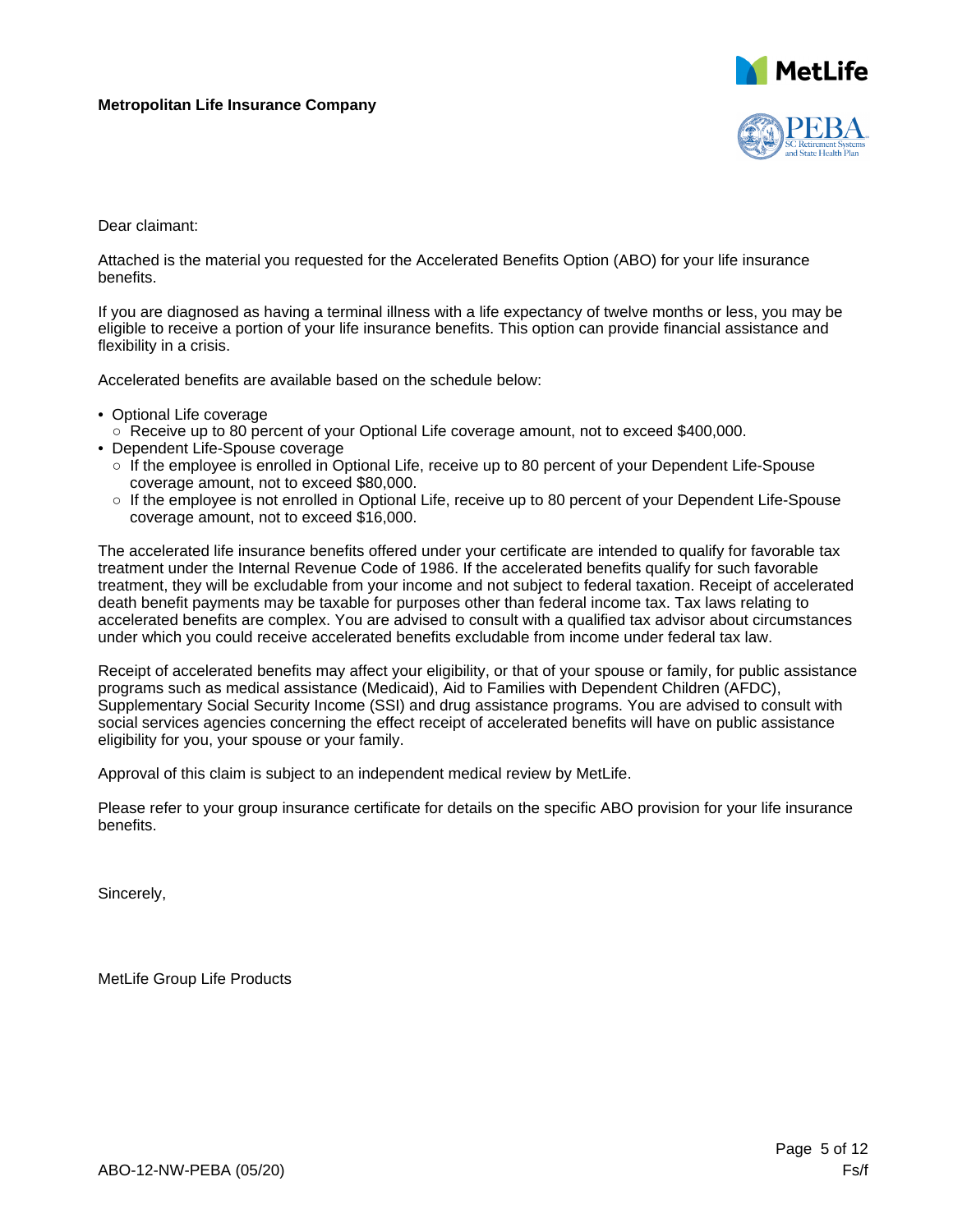**Metropolitan Life Insurance Company**

Dear claimant:

Attached is the material you requested for the Accelerated Benefits Option (ABO) for your life insurance benefits.

If you are diagnosed as having a terminal illness with a life expectancy of twelve months or less, you may be eligible to receive a portion of your life insurance benefits. This option can provide financial assistance and flexibility in a crisis.

Accelerated benefits are available based on the schedule below:

- Optional Life coverage
  - Receive up to 80 percent of your Optional Life coverage amount, not to exceed $400,000.
- Dependent Life-Spouse coverage
  - If the employee is enrolled in Optional Life, receive up to 80 percent of your Dependent Life-Spouse coverage amount, not to exceed $80,000.
  - If the employee is not enrolled in Optional Life, receive up to 80 percent of your Dependent Life-Spouse coverage amount, not to exceed $16,000.

The accelerated life insurance benefits offered under your certificate are intended to qualify for favorable tax treatment under the Internal Revenue Code of 1986. If the accelerated benefits qualify for such favorable treatment, they will be excludable from your income and not subject to federal taxation. Receipt of accelerated death benefit payments may be taxable for purposes other than federal income tax. Tax laws relating to accelerated benefits are complex. You are advised to consult with a qualified tax advisor about circumstances under which you could receive accelerated benefits excludable from income under federal tax law.

Receipt of accelerated benefits may affect your eligibility, or that of your spouse or family, for public assistance programs such as medical assistance (Medicaid), Aid to Families with Dependent Children (AFDC), Supplementary Social Security Income (SSI) and drug assistance programs. You are advised to consult with social services agencies concerning the effect receipt of accelerated benefits will have on public assistance eligibility for you, your spouse or your family.

Approval of this claim is subject to an independent medical review by MetLife.

Please refer to your group insurance certificate for details on the specific ABO provision for your life insurance benefits.

Sincerely,

MetLife Group Life Products

ABO-12-NW-PEBA (05/20)

Fs/f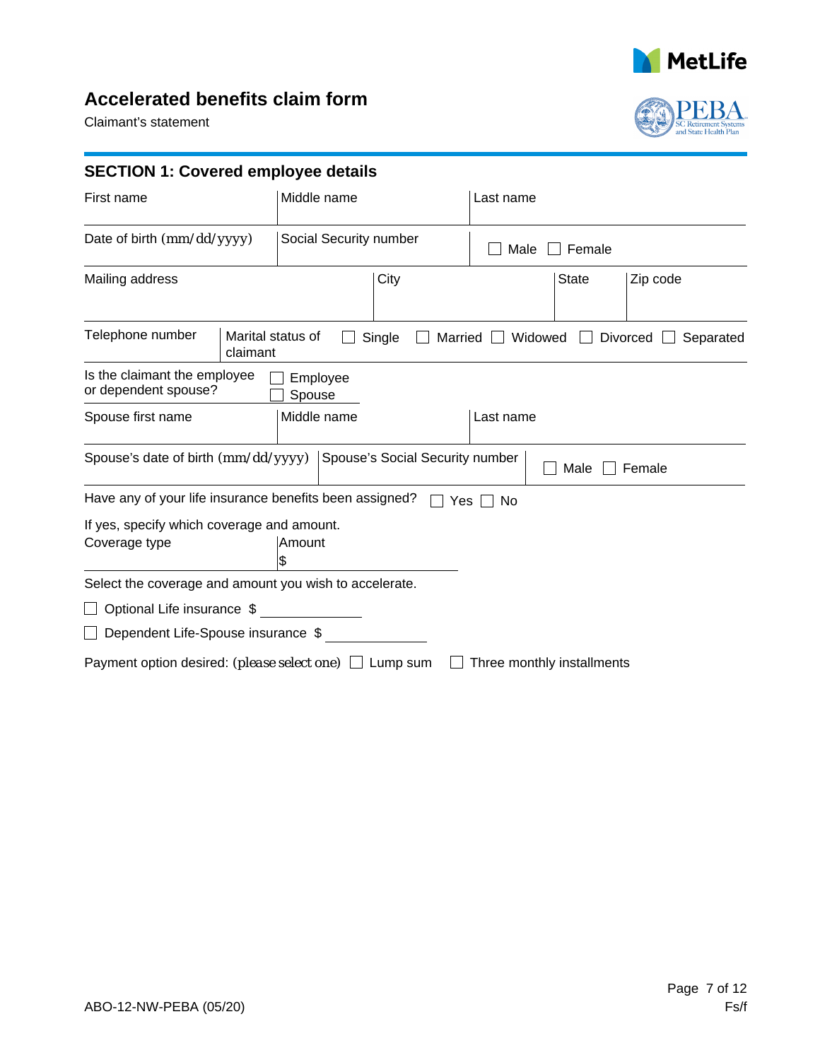# Accelerated benefits claim form

Claimant's statement

## SECTION 1: Covered employee details

| First name | Middle name | Last name |
|---|---|---|
| | | |

| Date of birth (mm/dd/yyyy) | Social Security number | ☐ Male ☐ Female |
|---|---|---|
| | | |

| Mailing address | City | State | Zip code |
|---|---|---|---|
| | | | |

| Telephone number | Marital status of claimant | ☐ Single ☐ Married ☐ Widowed ☐ Divorced ☐ Separated |
|---|---|---|
| | | |

Is the claimant the employee or dependent spouse? ☐ Employee ☐ Spouse

| Spouse first name | Middle name | Last name |
|---|---|---|
| | | |

| Spouse's date of birth (mm/dd/yyyy) | Spouse's Social Security number | ☐ Male ☐ Female |
|---|---|---|
| | | |

Have any of your life insurance benefits been assigned? ☐ Yes ☐ No

If yes, specify which coverage and amount.

| Coverage type | Amount |
|---|---|
| | $ |

Select the coverage and amount you wish to accelerate.

☐ Optional Life insurance $ ____________

☐ Dependent Life-Spouse insurance $ ____________

Payment option desired: (please select one) ☐ Lump sum ☐ Three monthly installments

ABO-12-NW-PEBA (05/20)

Fs/f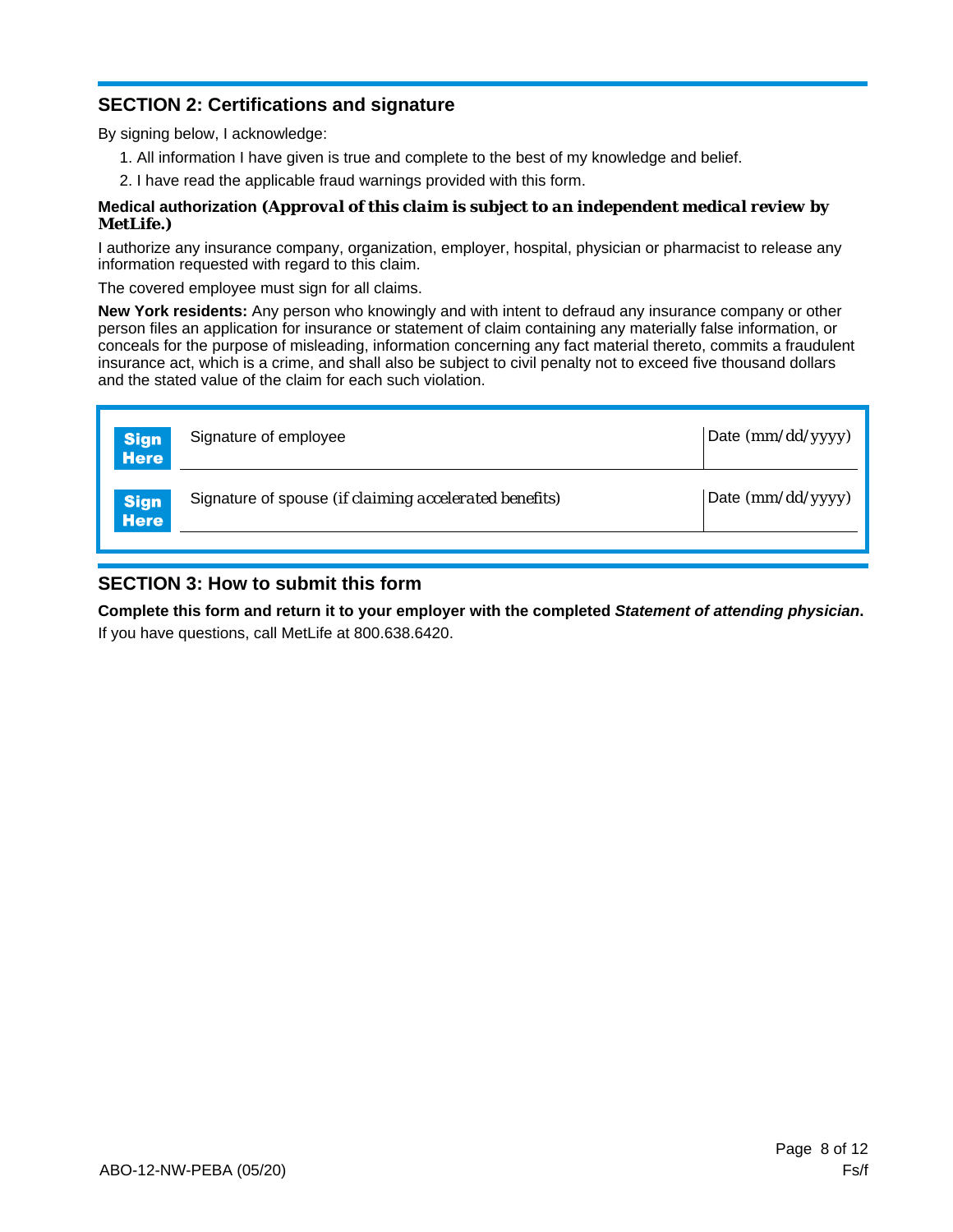## SECTION 2: Certifications and signature

By signing below, I acknowledge:

1. All information I have given is true and complete to the best of my knowledge and belief.
2. I have read the applicable fraud warnings provided with this form.

**Medical authorization *(Approval of this claim is subject to an independent medical review by MetLife.)***

I authorize any insurance company, organization, employer, hospital, physician or pharmacist to release any information requested with regard to this claim.

The covered employee must sign for all claims.

**New York residents:** Any person who knowingly and with intent to defraud any insurance company or other person files an application for insurance or statement of claim containing any materially false information, or conceals for the purpose of misleading, information concerning any fact material thereto, commits a fraudulent insurance act, which is a crime, and shall also be subject to civil penalty not to exceed five thousand dollars and the stated value of the claim for each such violation.

| | | |
|---|---|---|
| **Sign Here** | Signature of employee | Date (mm/dd/yyyy) |
| **Sign Here** | Signature of spouse *(if claiming accelerated benefits)* | Date (mm/dd/yyyy) |

## SECTION 3: How to submit this form

**Complete this form and return it to your employer with the completed *Statement of attending physician*.**

If you have questions, call MetLife at 800.638.6420.

ABO-12-NW-PEBA (05/20)

Fs/f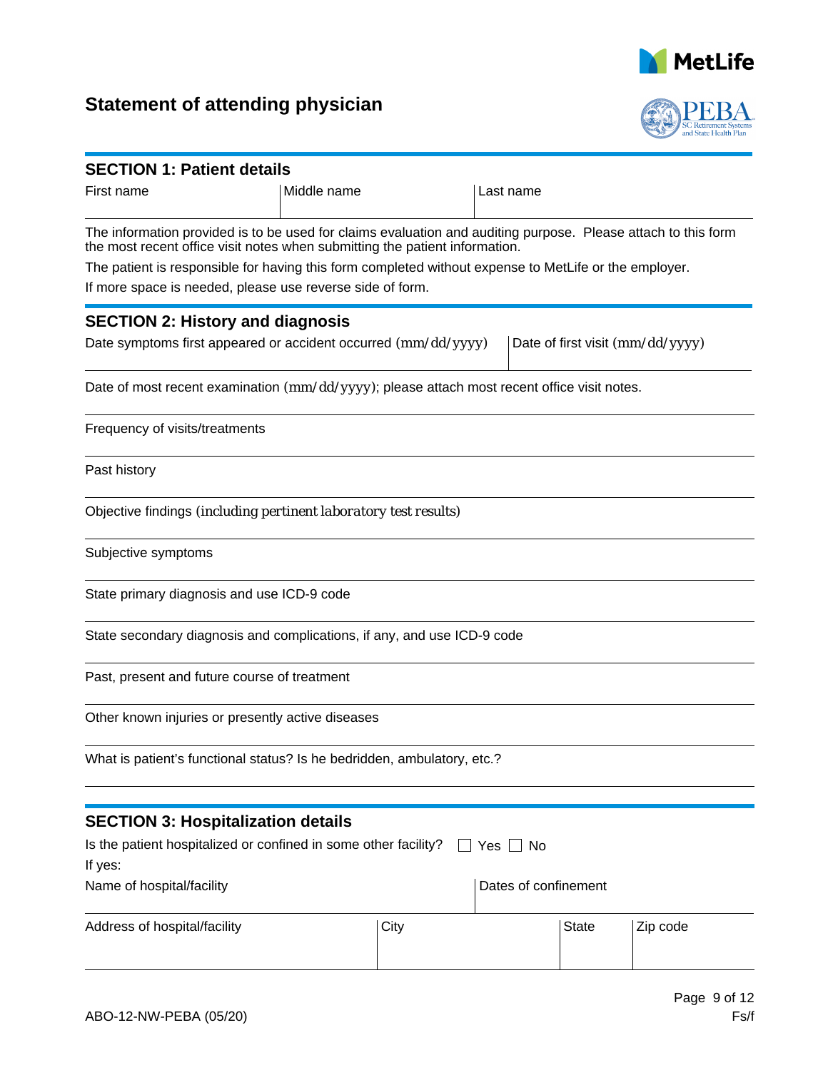# Statement of attending physician

## SECTION 1: Patient details

| First name | Middle name | Last name |
|---|---|---|
| | | |

The information provided is to be used for claims evaluation and auditing purpose. Please attach to this form the most recent office visit notes when submitting the patient information.

The patient is responsible for having this form completed without expense to MetLife or the employer.

If more space is needed, please use reverse side of form.

## SECTION 2: History and diagnosis

| Date symptoms first appeared or accident occurred (mm/dd/yyyy) | Date of first visit (mm/dd/yyyy) |
|---|---|
| | |

Date of most recent examination (mm/dd/yyyy); please attach most recent office visit notes.

Frequency of visits/treatments

Past history

Objective findings (including pertinent laboratory test results)

Subjective symptoms

State primary diagnosis and use ICD-9 code

State secondary diagnosis and complications, if any, and use ICD-9 code

Past, present and future course of treatment

Other known injuries or presently active diseases

What is patient's functional status? Is he bedridden, ambulatory, etc.?

## SECTION 3: Hospitalization details

Is the patient hospitalized or confined in some other facility? ☐ Yes ☐ No

If yes:

| Name of hospital/facility | Dates of confinement |
|---|---|
| | |

| Address of hospital/facility | City | State | Zip code |
|---|---|---|---|
| | | | |

ABO-12-NW-PEBA (05/20)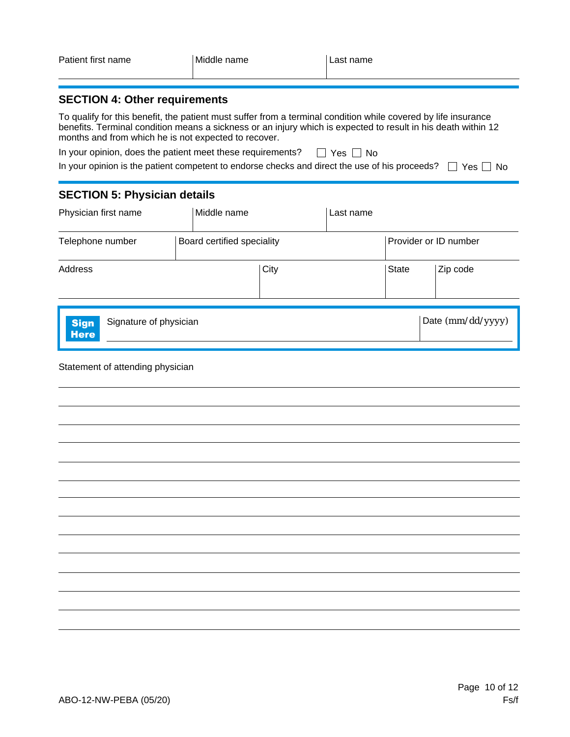| Patient first name | Middle name | Last name |
|---|---|---|
| | | |

## SECTION 4: Other requirements

To qualify for this benefit, the patient must suffer from a terminal condition while covered by life insurance benefits. Terminal condition means a sickness or an injury which is expected to result in his death within 12 months and from which he is not expected to recover.

In your opinion, does the patient meet these requirements? ☐ Yes ☐ No

In your opinion is the patient competent to endorse checks and direct the use of his proceeds? ☐ Yes ☐ No

## SECTION 5: Physician details

| Physician first name | Middle name | Last name |
|---|---|---|
| | | |

| Telephone number | Board certified speciality | Provider or ID number |
|---|---|---|
| | | |

| Address | City | State | Zip code |
|---|---|---|---|
| | | | |

**Sign Here** Signature of physician \_\_\_\_\_\_\_\_\_\_\_\_\_\_\_\_\_\_\_\_ Date (mm/dd/yyyy) \_\_\_\_\_\_\_\_\_\_

Statement of attending physician

\_\_\_\_\_\_\_\_\_\_\_\_\_\_\_\_\_\_\_\_\_\_\_\_\_\_\_\_\_\_\_\_\_\_\_\_\_\_\_\_\_\_\_\_\_\_\_\_\_\_\_\_\_\_\_\_\_\_\_\_\_\_\_\_\_\_\_\_\_\_\_\_

\_\_\_\_\_\_\_\_\_\_\_\_\_\_\_\_\_\_\_\_\_\_\_\_\_\_\_\_\_\_\_\_\_\_\_\_\_\_\_\_\_\_\_\_\_\_\_\_\_\_\_\_\_\_\_\_\_\_\_\_\_\_\_\_\_\_\_\_\_\_\_\_

\_\_\_\_\_\_\_\_\_\_\_\_\_\_\_\_\_\_\_\_\_\_\_\_\_\_\_\_\_\_\_\_\_\_\_\_\_\_\_\_\_\_\_\_\_\_\_\_\_\_\_\_\_\_\_\_\_\_\_\_\_\_\_\_\_\_\_\_\_\_\_\_

\_\_\_\_\_\_\_\_\_\_\_\_\_\_\_\_\_\_\_\_\_\_\_\_\_\_\_\_\_\_\_\_\_\_\_\_\_\_\_\_\_\_\_\_\_\_\_\_\_\_\_\_\_\_\_\_\_\_\_\_\_\_\_\_\_\_\_\_\_\_\_\_

\_\_\_\_\_\_\_\_\_\_\_\_\_\_\_\_\_\_\_\_\_\_\_\_\_\_\_\_\_\_\_\_\_\_\_\_\_\_\_\_\_\_\_\_\_\_\_\_\_\_\_\_\_\_\_\_\_\_\_\_\_\_\_\_\_\_\_\_\_\_\_\_

\_\_\_\_\_\_\_\_\_\_\_\_\_\_\_\_\_\_\_\_\_\_\_\_\_\_\_\_\_\_\_\_\_\_\_\_\_\_\_\_\_\_\_\_\_\_\_\_\_\_\_\_\_\_\_\_\_\_\_\_\_\_\_\_\_\_\_\_\_\_\_\_

\_\_\_\_\_\_\_\_\_\_\_\_\_\_\_\_\_\_\_\_\_\_\_\_\_\_\_\_\_\_\_\_\_\_\_\_\_\_\_\_\_\_\_\_\_\_\_\_\_\_\_\_\_\_\_\_\_\_\_\_\_\_\_\_\_\_\_\_\_\_\_\_

\_\_\_\_\_\_\_\_\_\_\_\_\_\_\_\_\_\_\_\_\_\_\_\_\_\_\_\_\_\_\_\_\_\_\_\_\_\_\_\_\_\_\_\_\_\_\_\_\_\_\_\_\_\_\_\_\_\_\_\_\_\_\_\_\_\_\_\_\_\_\_\_

\_\_\_\_\_\_\_\_\_\_\_\_\_\_\_\_\_\_\_\_\_\_\_\_\_\_\_\_\_\_\_\_\_\_\_\_\_\_\_\_\_\_\_\_\_\_\_\_\_\_\_\_\_\_\_\_\_\_\_\_\_\_\_\_\_\_\_\_\_\_\_\_

\_\_\_\_\_\_\_\_\_\_\_\_\_\_\_\_\_\_\_\_\_\_\_\_\_\_\_\_\_\_\_\_\_\_\_\_\_\_\_\_\_\_\_\_\_\_\_\_\_\_\_\_\_\_\_\_\_\_\_\_\_\_\_\_\_\_\_\_\_\_\_\_

\_\_\_\_\_\_\_\_\_\_\_\_\_\_\_\_\_\_\_\_\_\_\_\_\_\_\_\_\_\_\_\_\_\_\_\_\_\_\_\_\_\_\_\_\_\_\_\_\_\_\_\_\_\_\_\_\_\_\_\_\_\_\_\_\_\_\_\_\_\_\_\_

\_\_\_\_\_\_\_\_\_\_\_\_\_\_\_\_\_\_\_\_\_\_\_\_\_\_\_\_\_\_\_\_\_\_\_\_\_\_\_\_\_\_\_\_\_\_\_\_\_\_\_\_\_\_\_\_\_\_\_\_\_\_\_\_\_\_\_\_\_\_\_\_

\_\_\_\_\_\_\_\_\_\_\_\_\_\_\_\_\_\_\_\_\_\_\_\_\_\_\_\_\_\_\_\_\_\_\_\_\_\_\_\_\_\_\_\_\_\_\_\_\_\_\_\_\_\_\_\_\_\_\_\_\_\_\_\_\_\_\_\_\_\_\_\_

\_\_\_\_\_\_\_\_\_\_\_\_\_\_\_\_\_\_\_\_\_\_\_\_\_\_\_\_\_\_\_\_\_\_\_\_\_\_\_\_\_\_\_\_\_\_\_\_\_\_\_\_\_\_\_\_\_\_\_\_\_\_\_\_\_\_\_\_\_\_\_\_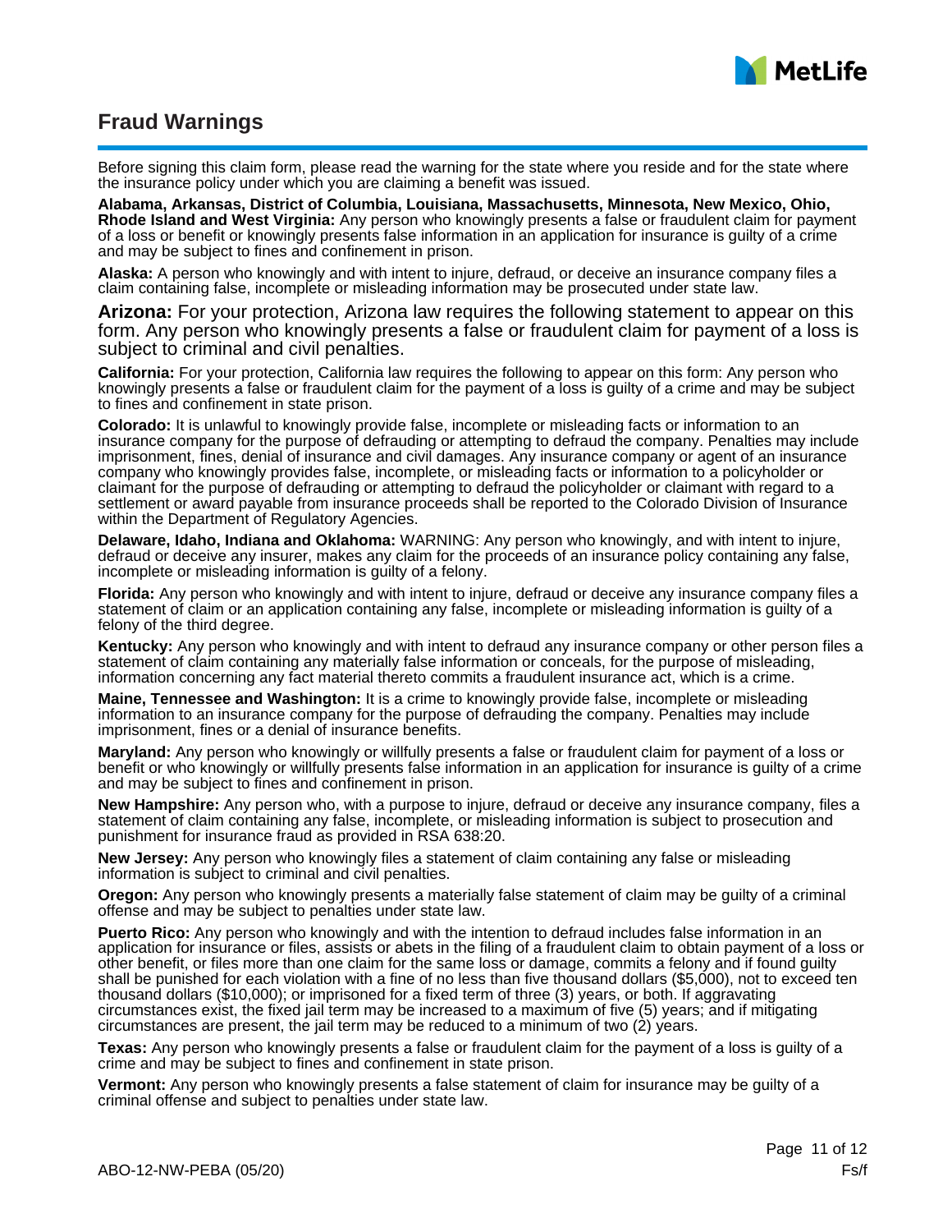# Fraud Warnings

Before signing this claim form, please read the warning for the state where you reside and for the state where the insurance policy under which you are claiming a benefit was issued.

**Alabama, Arkansas, District of Columbia, Louisiana, Massachusetts, Minnesota, New Mexico, Ohio, Rhode Island and West Virginia:** Any person who knowingly presents a false or fraudulent claim for payment of a loss or benefit or knowingly presents false information in an application for insurance is guilty of a crime and may be subject to fines and confinement in prison.

**Alaska:** A person who knowingly and with intent to injure, defraud, or deceive an insurance company files a claim containing false, incomplete or misleading information may be prosecuted under state law.

**Arizona:** For your protection, Arizona law requires the following statement to appear on this form. Any person who knowingly presents a false or fraudulent claim for payment of a loss is subject to criminal and civil penalties.

**California:** For your protection, California law requires the following to appear on this form: Any person who knowingly presents a false or fraudulent claim for the payment of a loss is guilty of a crime and may be subject to fines and confinement in state prison.

**Colorado:** It is unlawful to knowingly provide false, incomplete or misleading facts or information to an insurance company for the purpose of defrauding or attempting to defraud the company. Penalties may include imprisonment, fines, denial of insurance and civil damages. Any insurance company or agent of an insurance company who knowingly provides false, incomplete, or misleading facts or information to a policyholder or claimant for the purpose of defrauding or attempting to defraud the policyholder or claimant with regard to a settlement or award payable from insurance proceeds shall be reported to the Colorado Division of Insurance within the Department of Regulatory Agencies.

**Delaware, Idaho, Indiana and Oklahoma:** WARNING: Any person who knowingly, and with intent to injure, defraud or deceive any insurer, makes any claim for the proceeds of an insurance policy containing any false, incomplete or misleading information is guilty of a felony.

**Florida:** Any person who knowingly and with intent to injure, defraud or deceive any insurance company files a statement of claim or an application containing any false, incomplete or misleading information is guilty of a felony of the third degree.

**Kentucky:** Any person who knowingly and with intent to defraud any insurance company or other person files a statement of claim containing any materially false information or conceals, for the purpose of misleading, information concerning any fact material thereto commits a fraudulent insurance act, which is a crime.

**Maine, Tennessee and Washington:** It is a crime to knowingly provide false, incomplete or misleading information to an insurance company for the purpose of defrauding the company. Penalties may include imprisonment, fines or a denial of insurance benefits.

**Maryland:** Any person who knowingly or willfully presents a false or fraudulent claim for payment of a loss or benefit or who knowingly or willfully presents false information in an application for insurance is guilty of a crime and may be subject to fines and confinement in prison.

**New Hampshire:** Any person who, with a purpose to injure, defraud or deceive any insurance company, files a statement of claim containing any false, incomplete, or misleading information is subject to prosecution and punishment for insurance fraud as provided in RSA 638:20.

**New Jersey:** Any person who knowingly files a statement of claim containing any false or misleading information is subject to criminal and civil penalties.

**Oregon:** Any person who knowingly presents a materially false statement of claim may be guilty of a criminal offense and may be subject to penalties under state law.

**Puerto Rico:** Any person who knowingly and with the intention to defraud includes false information in an application for insurance or files, assists or abets in the filing of a fraudulent claim to obtain payment of a loss or other benefit, or files more than one claim for the same loss or damage, commits a felony and if found guilty shall be punished for each violation with a fine of no less than five thousand dollars ($5,000), not to exceed ten thousand dollars ($10,000); or imprisoned for a fixed term of three (3) years, or both. If aggravating circumstances exist, the fixed jail term may be increased to a maximum of five (5) years; and if mitigating circumstances are present, the jail term may be reduced to a minimum of two (2) years.

**Texas:** Any person who knowingly presents a false or fraudulent claim for the payment of a loss is guilty of a crime and may be subject to fines and confinement in state prison.

**Vermont:** Any person who knowingly presents a false statement of claim for insurance may be guilty of a criminal offense and subject to penalties under state law.

ABO-12-NW-PEBA (05/20)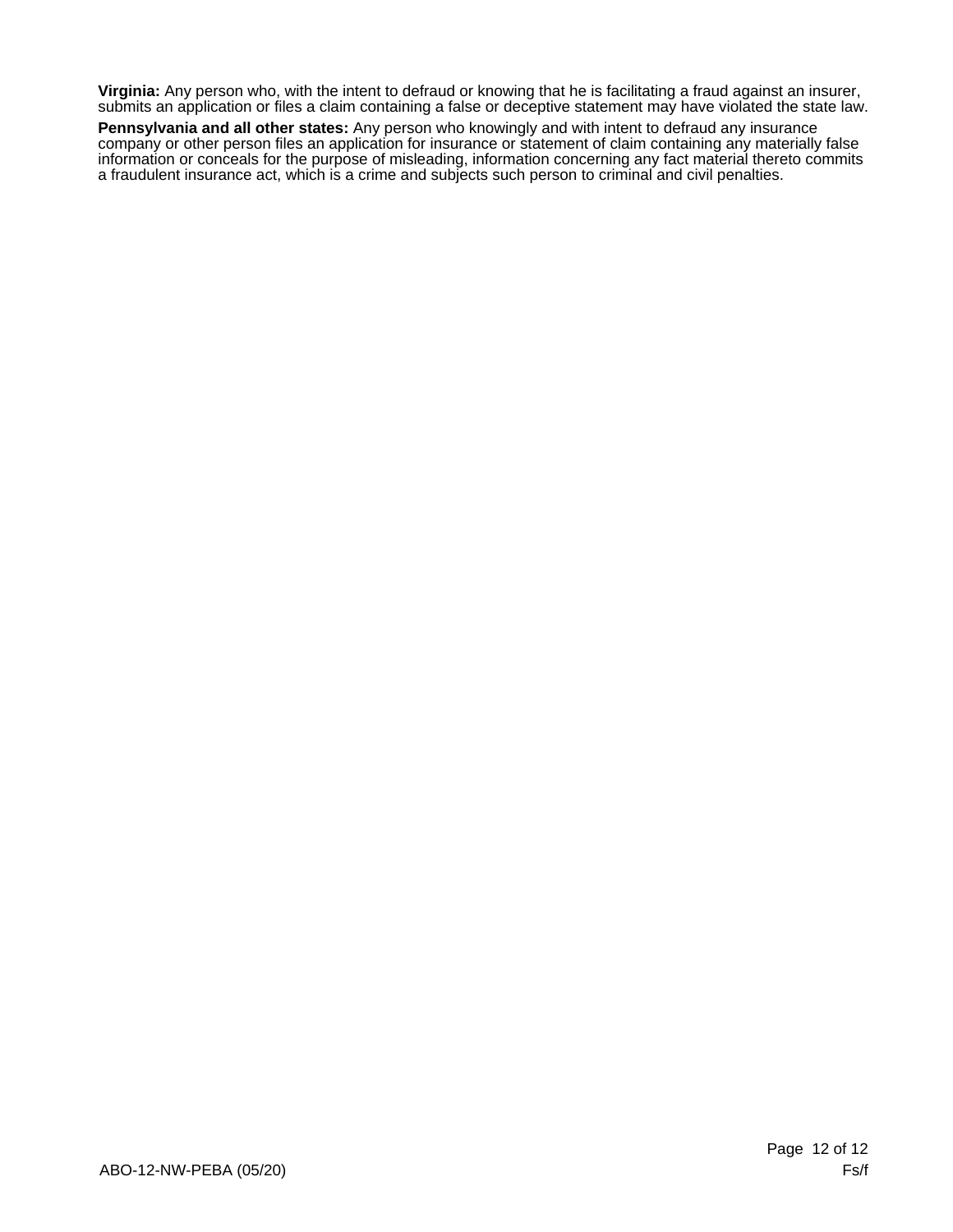**Virginia:** Any person who, with the intent to defraud or knowing that he is facilitating a fraud against an insurer, submits an application or files a claim containing a false or deceptive statement may have violated the state law.

**Pennsylvania and all other states:** Any person who knowingly and with intent to defraud any insurance company or other person files an application for insurance or statement of claim containing any materially false information or conceals for the purpose of misleading, information concerning any fact material thereto commits a fraudulent insurance act, which is a crime and subjects such person to criminal and civil penalties.